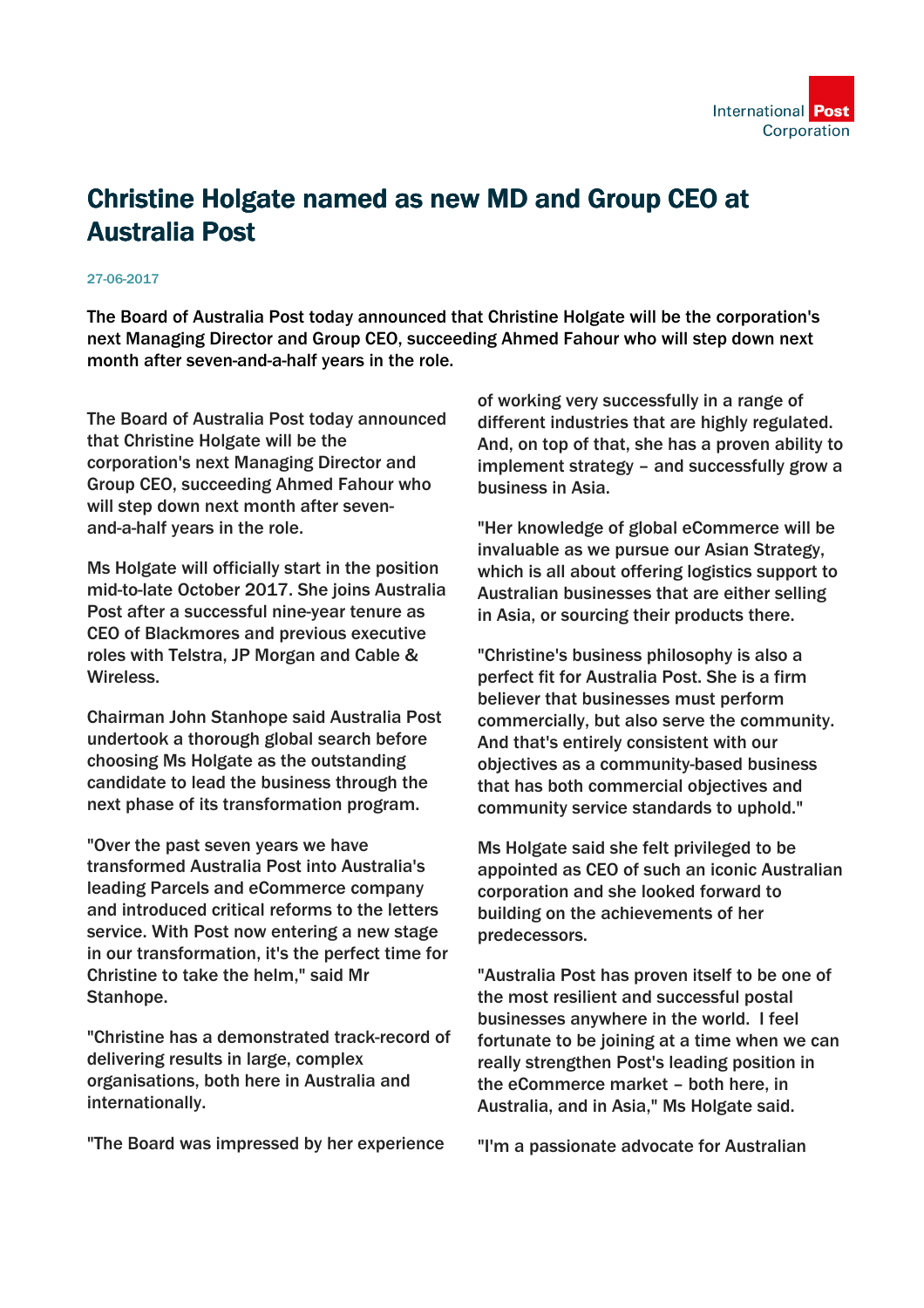# Christine Holgate named as new MD and Group CEO at Australia Post

27-06-2017

**The Board of Australia Post today announced that Christine Holgate will be the corporation's next Managing Director and Group CEO, succeeding Ahmed Fahour who will step down next month after seven-and-a-half years in the role.**

The Board of Australia Post today announced that Christine Holgate will be the corporation's next Managing Director and Group CEO, succeeding Ahmed Fahour who will step down next month after seven-and-a-half years in the role.

Ms Holgate will officially start in the position mid-to-late October 2017. She joins Australia Post after a successful nine-year tenure as CEO of Blackmores and previous executive roles with Telstra, JP Morgan and Cable & Wireless.

Chairman John Stanhope said Australia Post undertook a thorough global search before choosing Ms Holgate as the outstanding candidate to lead the business through the next phase of its transformation program.

"Over the past seven years we have transformed Australia Post into Australia's leading Parcels and eCommerce company and introduced critical reforms to the letters service. With Post now entering a new stage in our transformation, it's the perfect time for Christine to take the helm," said Mr Stanhope.

"Christine has a demonstrated track-record of delivering results in large, complex organisations, both here in Australia and internationally.

"The Board was impressed by her experience of working very successfully in a range of different industries that are highly regulated. And, on top of that, she has a proven ability to implement strategy – and successfully grow a business in Asia.

"Her knowledge of global eCommerce will be invaluable as we pursue our Asian Strategy, which is all about offering logistics support to Australian businesses that are either selling in Asia, or sourcing their products there.

"Christine's business philosophy is also a perfect fit for Australia Post. She is a firm believer that businesses must perform commercially, but also serve the community. And that's entirely consistent with our objectives as a community-based business that has both commercial objectives and community service standards to uphold."

Ms Holgate said she felt privileged to be appointed as CEO of such an iconic Australian corporation and she looked forward to building on the achievements of her predecessors.

"Australia Post has proven itself to be one of the most resilient and successful postal businesses anywhere in the world. I feel fortunate to be joining at a time when we can really strengthen Post's leading position in the eCommerce market – both here, in Australia, and in Asia," Ms Holgate said.

"I'm a passionate advocate for Australian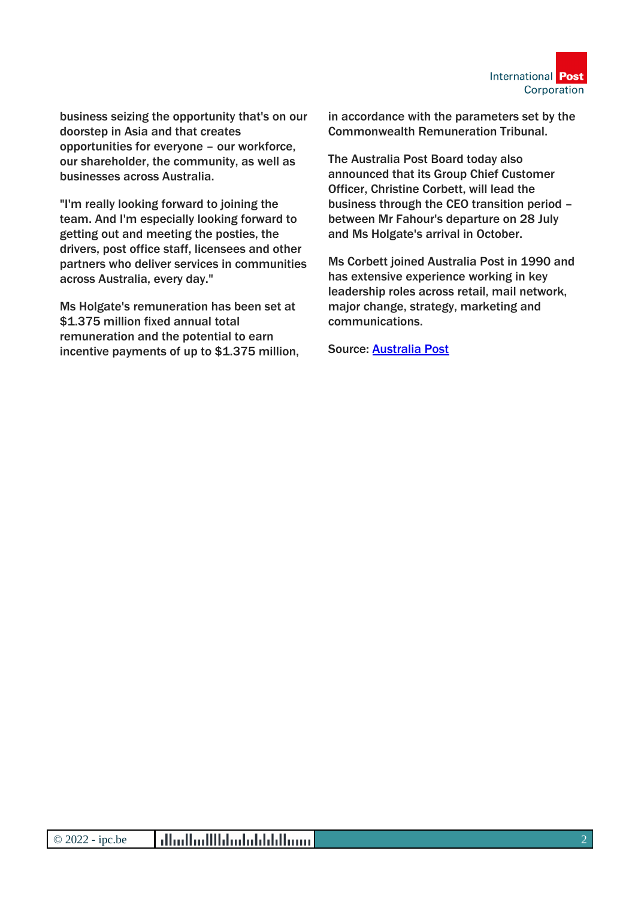business seizing the opportunity that's on our doorstep in Asia and that creates opportunities for everyone – our workforce, our shareholder, the community, as well as businesses across Australia.

"I'm really looking forward to joining the team. And I'm especially looking forward to getting out and meeting the posties, the drivers, post office staff, licensees and other partners who deliver services in communities across Australia, every day."

Ms Holgate's remuneration has been set at $1.375 million fixed annual total remuneration and the potential to earn incentive payments of up to $1.375 million, in accordance with the parameters set by the Commonwealth Remuneration Tribunal.

The Australia Post Board today also announced that its Group Chief Customer Officer, Christine Corbett, will lead the business through the CEO transition period – between Mr Fahour's departure on 28 July and Ms Holgate's arrival in October.

Ms Corbett joined Australia Post in 1990 and has extensive experience working in key leadership roles across retail, mail network, major change, strategy, marketing and communications.

Source: [Australia Post]